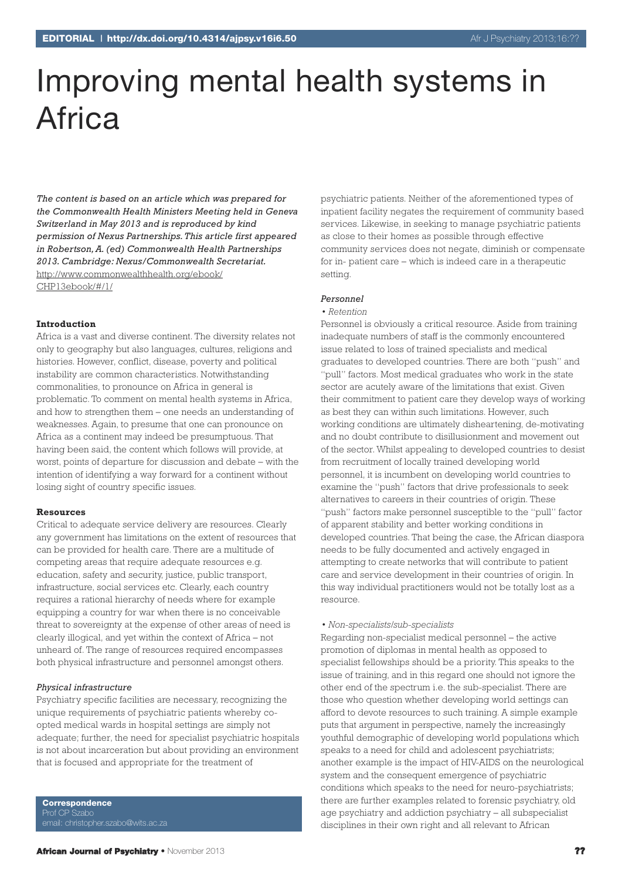# Improving mental health systems in Africa

*The content is based on an article which was prepared for the Commonwealth Health Ministers Meeting held in Geneva Switzerland in May 2013 and is reproduced by kind permission of Nexus Partnerships. This article first appeared in Robertson, A. (ed) Commonwealth Health Partnerships 2013. Cambridge: Nexus/Commonwealth Secretariat.* http://www.commonwealthhealth.org/ebook/CHP13ebook/#/1/

**Introduction**

Africa is a vast and diverse continent. The diversity relates not only to geography but also languages, cultures, religions and histories. However, conflict, disease, poverty and political instability are common characteristics. Notwithstanding commonalities, to pronounce on Africa in general is problematic. To comment on mental health systems in Africa, and how to strengthen them – one needs an understanding of weaknesses. Again, to presume that one can pronounce on Africa as a continent may indeed be presumptuous. That having been said, the content which follows will provide, at worst, points of departure for discussion and debate – with the intention of identifying a way forward for a continent without losing sight of country specific issues.

**Resources**

Critical to adequate service delivery are resources. Clearly any government has limitations on the extent of resources that can be provided for health care. There are a multitude of competing areas that require adequate resources e.g. education, safety and security, justice, public transport, infrastructure, social services etc. Clearly, each country requires a rational hierarchy of needs where for example equipping a country for war when there is no conceivable threat to sovereignty at the expense of other areas of need is clearly illogical, and yet within the context of Africa – not unheard of. The range of resources required encompasses both physical infrastructure and personnel amongst others.

*Physical infrastructure*

Psychiatry specific facilities are necessary, recognizing the unique requirements of psychiatric patients whereby co-opted medical wards in hospital settings are simply not adequate; further, the need for specialist psychiatric hospitals is not about incarceration but about providing an environment that is focused and appropriate for the treatment of psychiatric patients. Neither of the aforementioned types of inpatient facility negates the requirement of community based services. Likewise, in seeking to manage psychiatric patients as close to their homes as possible through effective community services does not negate, diminish or compensate for in- patient care – which is indeed care in a therapeutic setting.

*Personnel*

*• Retention*

Personnel is obviously a critical resource. Aside from training inadequate numbers of staff is the commonly encountered issue related to loss of trained specialists and medical graduates to developed countries. There are both "push" and "pull" factors. Most medical graduates who work in the state sector are acutely aware of the limitations that exist. Given their commitment to patient care they develop ways of working as best they can within such limitations. However, such working conditions are ultimately disheartening, de-motivating and no doubt contribute to disillusionment and movement out of the sector. Whilst appealing to developed countries to desist from recruitment of locally trained developing world personnel, it is incumbent on developing world countries to examine the "push" factors that drive professionals to seek alternatives to careers in their countries of origin. These "push" factors make personnel susceptible to the "pull" factor of apparent stability and better working conditions in developed countries. That being the case, the African diaspora needs to be fully documented and actively engaged in attempting to create networks that will contribute to patient care and service development in their countries of origin. In this way individual practitioners would not be totally lost as a resource.

*• Non-specialists/sub-specialists*

Regarding non-specialist medical personnel – the active promotion of diplomas in mental health as opposed to specialist fellowships should be a priority. This speaks to the issue of training, and in this regard one should not ignore the other end of the spectrum i.e. the sub-specialist. There are those who question whether developing world settings can afford to devote resources to such training. A simple example puts that argument in perspective, namely the increasingly youthful demographic of developing world populations which speaks to a need for child and adolescent psychiatrists; another example is the impact of HIV-AIDS on the neurological system and the consequent emergence of psychiatric conditions which speaks to the need for neuro-psychiatrists; there are further examples related to forensic psychiatry, old age psychiatry and addiction psychiatry – all subspecialist disciplines in their own right and all relevant to African

**Correspondence**
Prof CP Szabo
email: christopher.szabo@wits.ac.za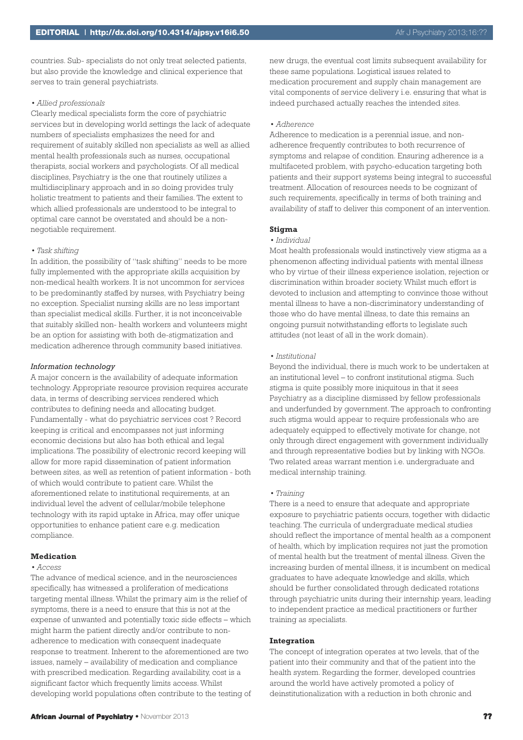countries. Sub- specialists do not only treat selected patients, but also provide the knowledge and clinical experience that serves to train general psychiatrists.

*• Allied professionals*

Clearly medical specialists form the core of psychiatric services but in developing world settings the lack of adequate numbers of specialists emphasizes the need for and requirement of suitably skilled non specialists as well as allied mental health professionals such as nurses, occupational therapists, social workers and psychologists. Of all medical disciplines, Psychiatry is the one that routinely utilizes a multidisciplinary approach and in so doing provides truly holistic treatment to patients and their families. The extent to which allied professionals are understood to be integral to optimal care cannot be overstated and should be a non-negotiable requirement.

*• Task shifting*

In addition, the possibility of "task shifting" needs to be more fully implemented with the appropriate skills acquisition by non-medical health workers. It is not uncommon for services to be predominantly staffed by nurses, with Psychiatry being no exception. Specialist nursing skills are no less important than specialist medical skills. Further, it is not inconceivable that suitably skilled non- health workers and volunteers might be an option for assisting with both de-stigmatization and medication adherence through community based initiatives.

### *Information technology*

A major concern is the availability of adequate information technology. Appropriate resource provision requires accurate data, in terms of describing services rendered which contributes to defining needs and allocating budget. Fundamentally - what do psychiatric services cost ? Record keeping is critical and encompasses not just informing economic decisions but also has both ethical and legal implications. The possibility of electronic record keeping will allow for more rapid dissemination of patient information between sites, as well as retention of patient information - both of which would contribute to patient care. Whilst the aforementioned relate to institutional requirements, at an individual level the advent of cellular/mobile telephone technology with its rapid uptake in Africa, may offer unique opportunities to enhance patient care e.g. medication compliance.

### **Medication**

*• Access*

The advance of medical science, and in the neurosciences specifically, has witnessed a proliferation of medications targeting mental illness. Whilst the primary aim is the relief of symptoms, there is a need to ensure that this is not at the expense of unwanted and potentially toxic side effects – which might harm the patient directly and/or contribute to non-adherence to medication with consequent inadequate response to treatment. Inherent to the aforementioned are two issues, namely – availability of medication and compliance with prescribed medication. Regarding availability, cost is a significant factor which frequently limits access. Whilst developing world populations often contribute to the testing of new drugs, the eventual cost limits subsequent availability for these same populations. Logistical issues related to medication procurement and supply chain management are vital components of service delivery i.e. ensuring that what is indeed purchased actually reaches the intended sites.

*• Adherence*

Adherence to medication is a perennial issue, and non-adherence frequently contributes to both recurrence of symptoms and relapse of condition. Ensuring adherence is a multifaceted problem, with psycho-education targeting both patients and their support systems being integral to successful treatment. Allocation of resources needs to be cognizant of such requirements, specifically in terms of both training and availability of staff to deliver this component of an intervention.

### **Stigma**

*• Individual*

Most health professionals would instinctively view stigma as a phenomenon affecting individual patients with mental illness who by virtue of their illness experience isolation, rejection or discrimination within broader society. Whilst much effort is devoted to inclusion and attempting to convince those without mental illness to have a non-discriminatory understanding of those who do have mental illness, to date this remains an ongoing pursuit notwithstanding efforts to legislate such attitudes (not least of all in the work domain).

*• Institutional*

Beyond the individual, there is much work to be undertaken at an institutional level – to confront institutional stigma. Such stigma is quite possibly more iniquitous in that it sees Psychiatry as a discipline dismissed by fellow professionals and underfunded by government. The approach to confronting such stigma would appear to require professionals who are adequately equipped to effectively motivate for change, not only through direct engagement with government individually and through representative bodies but by linking with NGOs. Two related areas warrant mention i.e. undergraduate and medical internship training.

*• Training*

There is a need to ensure that adequate and appropriate exposure to psychiatric patients occurs, together with didactic teaching. The curricula of undergraduate medical studies should reflect the importance of mental health as a component of health, which by implication requires not just the promotion of mental health but the treatment of mental illness. Given the increasing burden of mental illness, it is incumbent on medical graduates to have adequate knowledge and skills, which should be further consolidated through dedicated rotations through psychiatric units during their internship years, leading to independent practice as medical practitioners or further training as specialists.

### **Integration**

The concept of integration operates at two levels, that of the patient into their community and that of the patient into the health system. Regarding the former, developed countries around the world have actively promoted a policy of deinstitutionalization with a reduction in both chronic and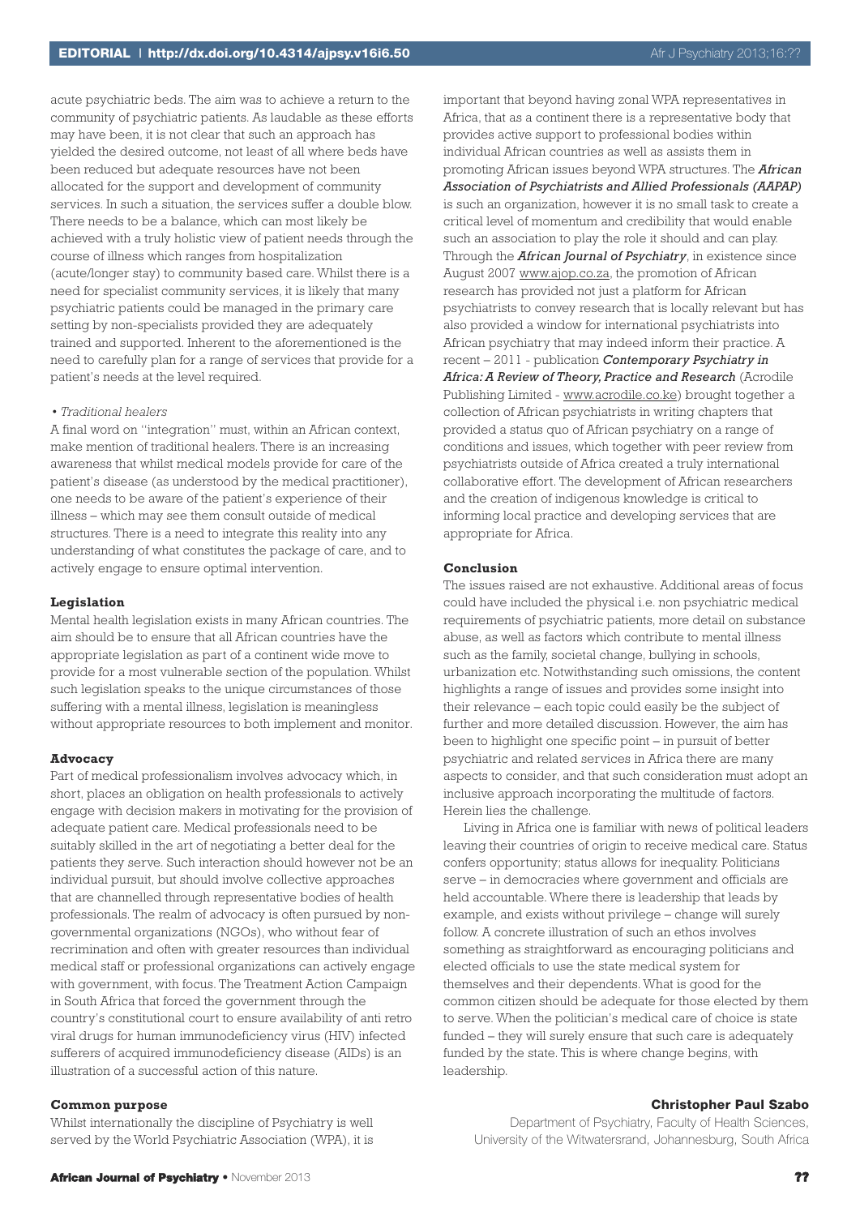acute psychiatric beds. The aim was to achieve a return to the community of psychiatric patients. As laudable as these efforts may have been, it is not clear that such an approach has yielded the desired outcome, not least of all where beds have been reduced but adequate resources have not been allocated for the support and development of community services. In such a situation, the services suffer a double blow. There needs to be a balance, which can most likely be achieved with a truly holistic view of patient needs through the course of illness which ranges from hospitalization (acute/longer stay) to community based care. Whilst there is a need for specialist community services, it is likely that many psychiatric patients could be managed in the primary care setting by non-specialists provided they are adequately trained and supported. Inherent to the aforementioned is the need to carefully plan for a range of services that provide for a patient's needs at the level required.

*• Traditional healers*

A final word on "integration" must, within an African context, make mention of traditional healers. There is an increasing awareness that whilst medical models provide for care of the patient's disease (as understood by the medical practitioner), one needs to be aware of the patient's experience of their illness – which may see them consult outside of medical structures. There is a need to integrate this reality into any understanding of what constitutes the package of care, and to actively engage to ensure optimal intervention.

**Legislation**

Mental health legislation exists in many African countries. The aim should be to ensure that all African countries have the appropriate legislation as part of a continent wide move to provide for a most vulnerable section of the population. Whilst such legislation speaks to the unique circumstances of those suffering with a mental illness, legislation is meaningless without appropriate resources to both implement and monitor.

**Advocacy**

Part of medical professionalism involves advocacy which, in short, places an obligation on health professionals to actively engage with decision makers in motivating for the provision of adequate patient care. Medical professionals need to be suitably skilled in the art of negotiating a better deal for the patients they serve. Such interaction should however not be an individual pursuit, but should involve collective approaches that are channelled through representative bodies of health professionals. The realm of advocacy is often pursued by non-governmental organizations (NGOs), who without fear of recrimination and often with greater resources than individual medical staff or professional organizations can actively engage with government, with focus. The Treatment Action Campaign in South Africa that forced the government through the country's constitutional court to ensure availability of anti retro viral drugs for human immunodeficiency virus (HIV) infected sufferers of acquired immunodeficiency disease (AIDs) is an illustration of a successful action of this nature.

**Common purpose**

Whilst internationally the discipline of Psychiatry is well served by the World Psychiatric Association (WPA), it is important that beyond having zonal WPA representatives in Africa, that as a continent there is a representative body that provides active support to professional bodies within individual African countries as well as assists them in promoting African issues beyond WPA structures. The ***African Association of Psychiatrists and Allied Professionals (AAPAP)*** is such an organization, however it is no small task to create a critical level of momentum and credibility that would enable such an association to play the role it should and can play. Through the ***African Journal of Psychiatry***, in existence since August 2007 www.ajop.co.za, the promotion of African research has provided not just a platform for African psychiatrists to convey research that is locally relevant but has also provided a window for international psychiatrists into African psychiatry that may indeed inform their practice. A recent – 2011 - publication ***Contemporary Psychiatry in Africa: A Review of Theory, Practice and Research*** (Acrodile Publishing Limited - www.acrodile.co.ke) brought together a collection of African psychiatrists in writing chapters that provided a status quo of African psychiatry on a range of conditions and issues, which together with peer review from psychiatrists outside of Africa created a truly international collaborative effort. The development of African researchers and the creation of indigenous knowledge is critical to informing local practice and developing services that are appropriate for Africa.

**Conclusion**

The issues raised are not exhaustive. Additional areas of focus could have included the physical i.e. non psychiatric medical requirements of psychiatric patients, more detail on substance abuse, as well as factors which contribute to mental illness such as the family, societal change, bullying in schools, urbanization etc. Notwithstanding such omissions, the content highlights a range of issues and provides some insight into their relevance – each topic could easily be the subject of further and more detailed discussion. However, the aim has been to highlight one specific point – in pursuit of better psychiatric and related services in Africa there are many aspects to consider, and that such consideration must adopt an inclusive approach incorporating the multitude of factors. Herein lies the challenge.

Living in Africa one is familiar with news of political leaders leaving their countries of origin to receive medical care. Status confers opportunity; status allows for inequality. Politicians serve – in democracies where government and officials are held accountable. Where there is leadership that leads by example, and exists without privilege – change will surely follow. A concrete illustration of such an ethos involves something as straightforward as encouraging politicians and elected officials to use the state medical system for themselves and their dependents. What is good for the common citizen should be adequate for those elected by them to serve. When the politician's medical care of choice is state funded – they will surely ensure that such care is adequately funded by the state. This is where change begins, with leadership.

**Christopher Paul Szabo**

Department of Psychiatry, Faculty of Health Sciences,
University of the Witwatersrand, Johannesburg, South Africa